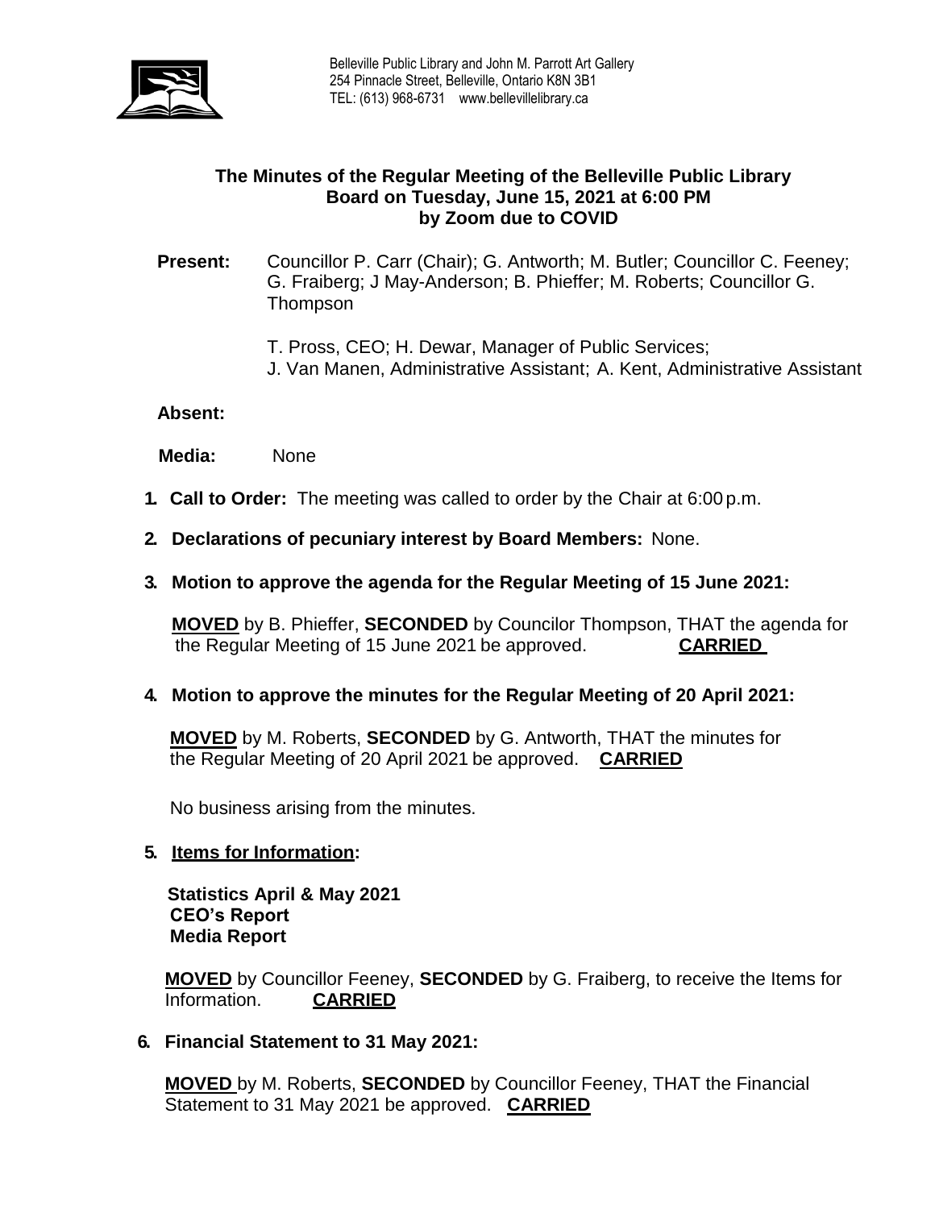Belleville Public Library and John M. Parrott Art Gallery
254 Pinnacle Street, Belleville, Ontario K8N 3B1
TEL: (613) 968-6731 www.bellevillelibrary.ca

**The Minutes of the Regular Meeting of the Belleville Public Library Board on Tuesday, June 15, 2021 at 6:00 PM by Zoom due to COVID**

**Present:** Councillor P. Carr (Chair); G. Antworth; M. Butler; Councillor C. Feeney; G. Fraiberg; J May-Anderson; B. Phieffer; M. Roberts; Councillor G. Thompson

T. Pross, CEO; H. Dewar, Manager of Public Services;
J. Van Manen, Administrative Assistant; A. Kent, Administrative Assistant

**Absent:**

**Media:** None

1. **Call to Order:** The meeting was called to order by the Chair at 6:00 p.m.

2. **Declarations of pecuniary interest by Board Members:** None.

3. **Motion to approve the agenda for the Regular Meeting of 15 June 2021:**

   **MOVED** by B. Phieffer, **SECONDED** by Councilor Thompson, THAT the agenda for the Regular Meeting of 15 June 2021 be approved. **CARRIED**

4. **Motion to approve the minutes for the Regular Meeting of 20 April 2021:**

   **MOVED** by M. Roberts, **SECONDED** by G. Antworth, THAT the minutes for the Regular Meeting of 20 April 2021 be approved. **CARRIED**

   No business arising from the minutes.

5. **Items for Information:**

   **Statistics April & May 2021**
   **CEO's Report**
   **Media Report**

   **MOVED** by Councillor Feeney, **SECONDED** by G. Fraiberg, to receive the Items for Information. **CARRIED**

6. **Financial Statement to 31 May 2021:**

   **MOVED** by M. Roberts, **SECONDED** by Councillor Feeney, THAT the Financial Statement to 31 May 2021 be approved. **CARRIED**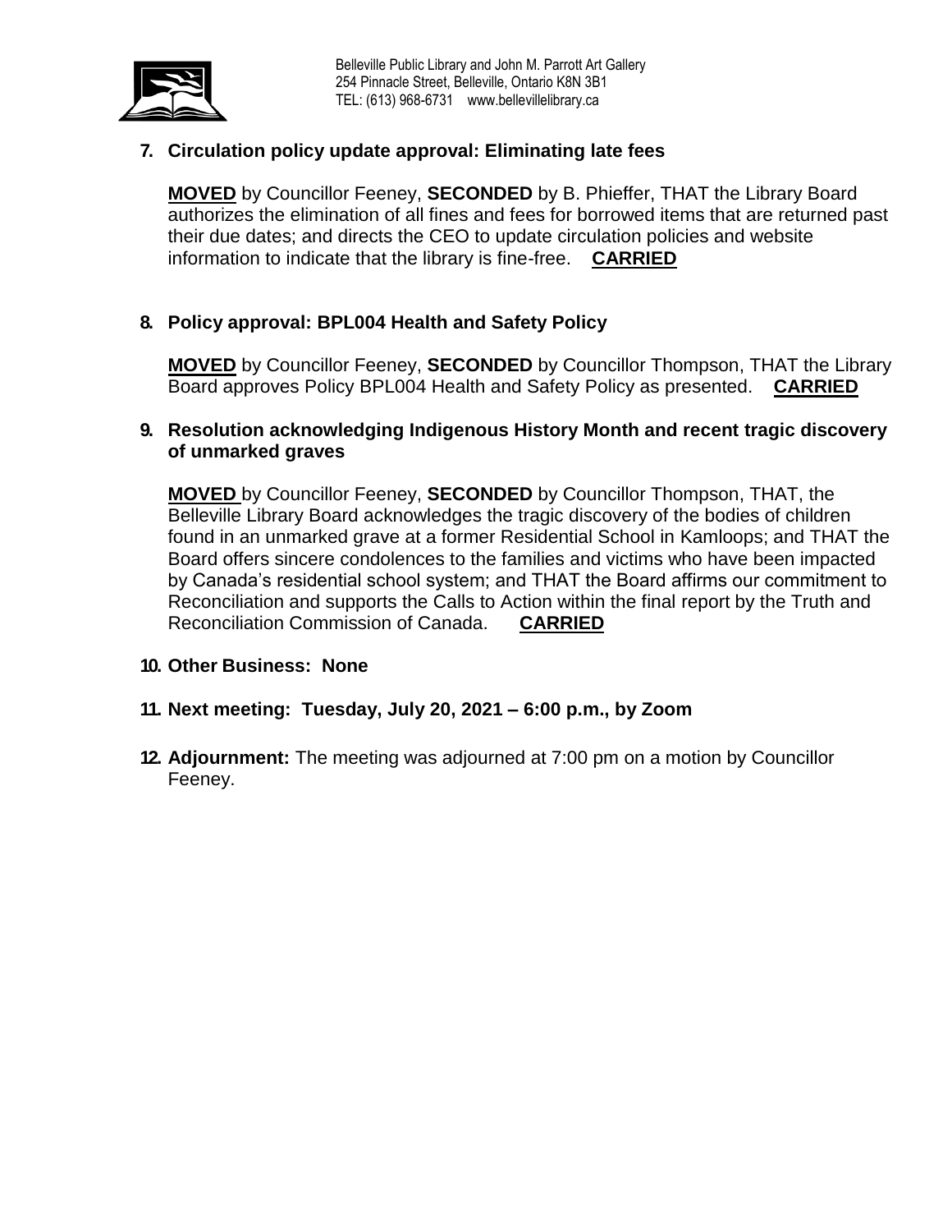Belleville Public Library and John M. Parrott Art Gallery
254 Pinnacle Street, Belleville, Ontario K8N 3B1
TEL: (613) 968-6731 www.bellevillelibrary.ca

**7. Circulation policy update approval: Eliminating late fees**

**MOVED** by Councillor Feeney, **SECONDED** by B. Phieffer, THAT the Library Board authorizes the elimination of all fines and fees for borrowed items that are returned past their due dates; and directs the CEO to update circulation policies and website information to indicate that the library is fine-free. **CARRIED**

**8. Policy approval: BPL004 Health and Safety Policy**

**MOVED** by Councillor Feeney, **SECONDED** by Councillor Thompson, THAT the Library Board approves Policy BPL004 Health and Safety Policy as presented. **CARRIED**

**9. Resolution acknowledging Indigenous History Month and recent tragic discovery of unmarked graves**

**MOVED** by Councillor Feeney, **SECONDED** by Councillor Thompson, THAT, the Belleville Library Board acknowledges the tragic discovery of the bodies of children found in an unmarked grave at a former Residential School in Kamloops; and THAT the Board offers sincere condolences to the families and victims who have been impacted by Canada's residential school system; and THAT the Board affirms our commitment to Reconciliation and supports the Calls to Action within the final report by the Truth and Reconciliation Commission of Canada. **CARRIED**

**10. Other Business: None**

**11. Next meeting: Tuesday, July 20, 2021 – 6:00 p.m., by Zoom**

**12. Adjournment:** The meeting was adjourned at 7:00 pm on a motion by Councillor Feeney.